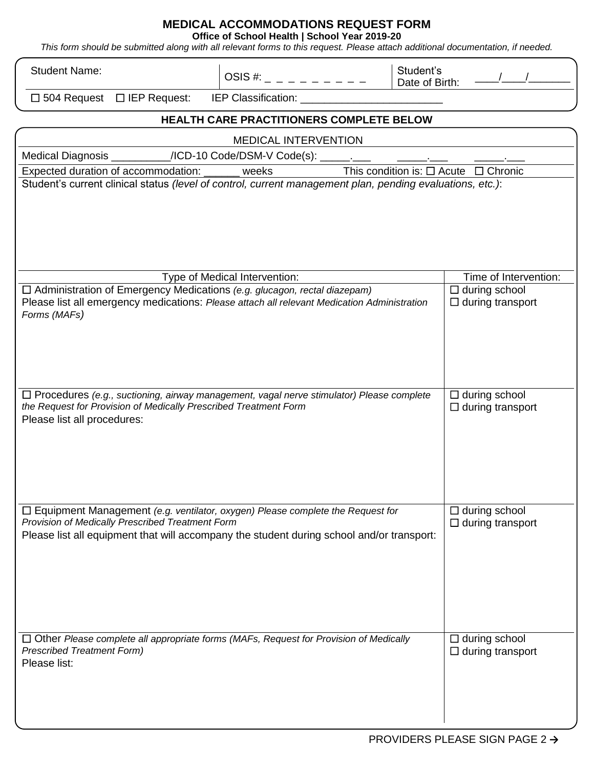# MEDICAL ACCOMMODATIONS REQUEST FORM

**Office of School Health | School Year 2019-20**

*This form should be submitted along with all relevant forms to this request. Please attach additional documentation, if needed.*

| Student Name: | OSIS #: _ _ _ _ _ _ _ _ _ | Student's Date of Birth: ____/____/_______ |
|---|---|---|
| ☐ 504 Request ☐ IEP Request: | IEP Classification: ________________________ | |

## HEALTH CARE PRACTITIONERS COMPLETE BELOW

MEDICAL INTERVENTION

Medical Diagnosis __________/ICD-10 Code/DSM-V Code(s): _____.___ _____.___ _____.___

Expected duration of accommodation: ______ weeks This condition is: ☐ Acute ☐ Chronic

Student's current clinical status *(level of control, current management plan, pending evaluations, etc.)*:

| Type of Medical Intervention: | Time of Intervention: |
|---|---|
| ☐ Administration of Emergency Medications *(e.g. glucagon, rectal diazepam)*<br>Please list all emergency medications: *Please attach all relevant Medication Administration Forms (MAFs)* | ☐ during school<br>☐ during transport |
| ☐ Procedures *(e.g., suctioning, airway management, vagal nerve stimulator) Please complete the Request for Provision of Medically Prescribed Treatment Form*<br>Please list all procedures: | ☐ during school<br>☐ during transport |
| ☐ Equipment Management *(e.g. ventilator, oxygen) Please complete the Request for Provision of Medically Prescribed Treatment Form*<br>Please list all equipment that will accompany the student during school and/or transport: | ☐ during school<br>☐ during transport |
| ☐ Other *Please complete all appropriate forms (MAFs, Request for Provision of Medically Prescribed Treatment Form)*<br>Please list: | ☐ during school<br>☐ during transport |

PROVIDERS PLEASE SIGN PAGE 2 →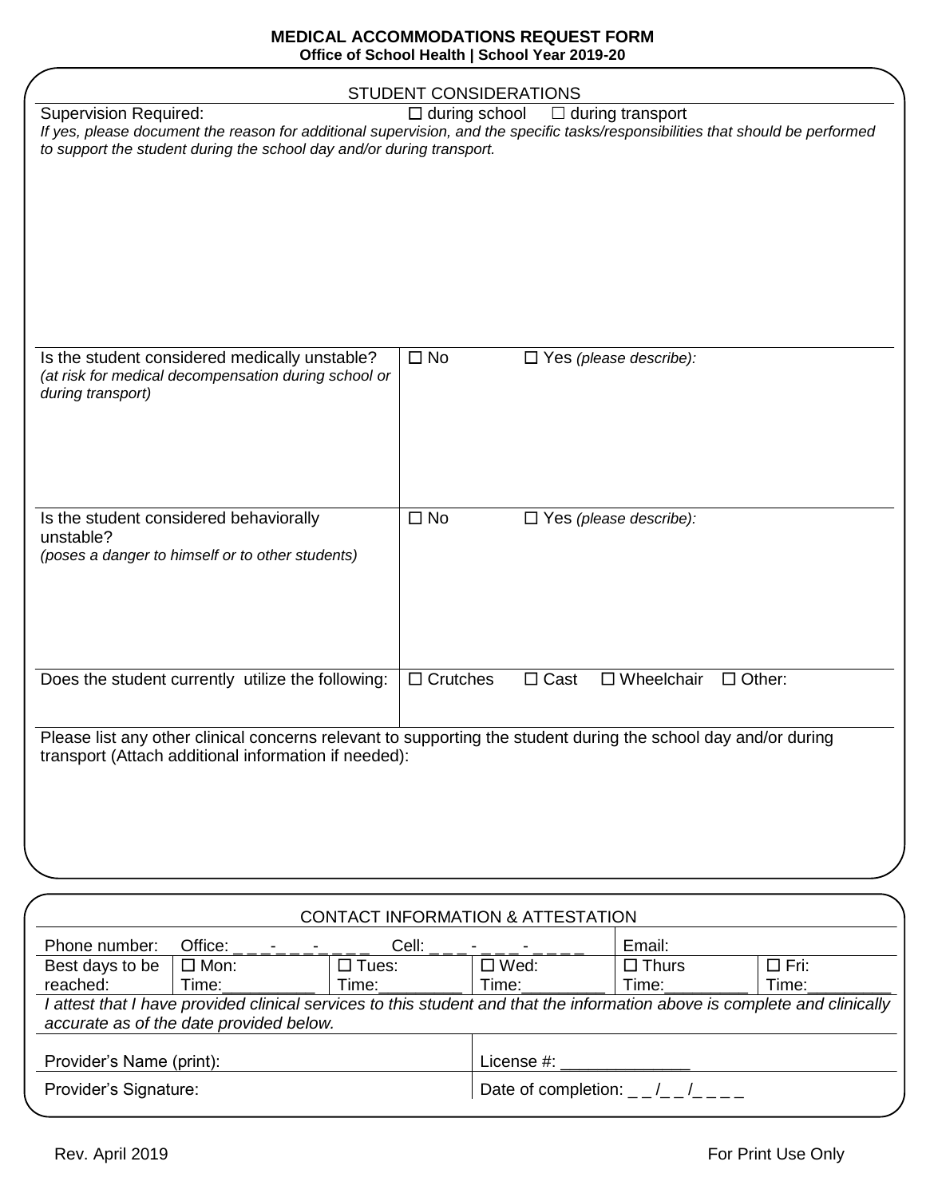**MEDICAL ACCOMMODATIONS REQUEST FORM**
**Office of School Health | School Year 2019-20**

## STUDENT CONSIDERATIONS

Supervision Required: ☐ during school ☐ during transport

*If yes, please document the reason for additional supervision, and the specific tasks/responsibilities that should be performed to support the student during the school day and/or during transport.*

| | |
|---|---|
| Is the student considered medically unstable? *(at risk for medical decompensation during school or during transport)* | ☐ No ☐ Yes *(please describe):* |
| Is the student considered behaviorally unstable? *(poses a danger to himself or to other students)* | ☐ No ☐ Yes *(please describe):* |
| Does the student currently utilize the following: | ☐ Crutches ☐ Cast ☐ Wheelchair ☐ Other: |

Please list any other clinical concerns relevant to supporting the student during the school day and/or during transport (Attach additional information if needed):

## CONTACT INFORMATION & ATTESTATION

| | | | | | |
|---|---|---|---|---|---|
| Phone number: | Office: _ _ _-_ _ _-_ _ _ _ | | Cell: _ _ _ - _ _ _ - _ _ _ _ | Email: | |
| Best days to be reached: | ☐ Mon: Time:__________ | ☐ Tues: Time:_________ | ☐ Wed: Time:_________ | ☐ Thurs Time:_________ | ☐ Fri: Time:_________ |

*I attest that I have provided clinical services to this student and that the information above is complete and clinically accurate as of the date provided below.*

| | |
|---|---|
| Provider's Name (print): | License #: ______________ |
| Provider's Signature: | Date of completion: _ _ /_ _ /_ _ _ _ |

Rev. April 2019

For Print Use Only